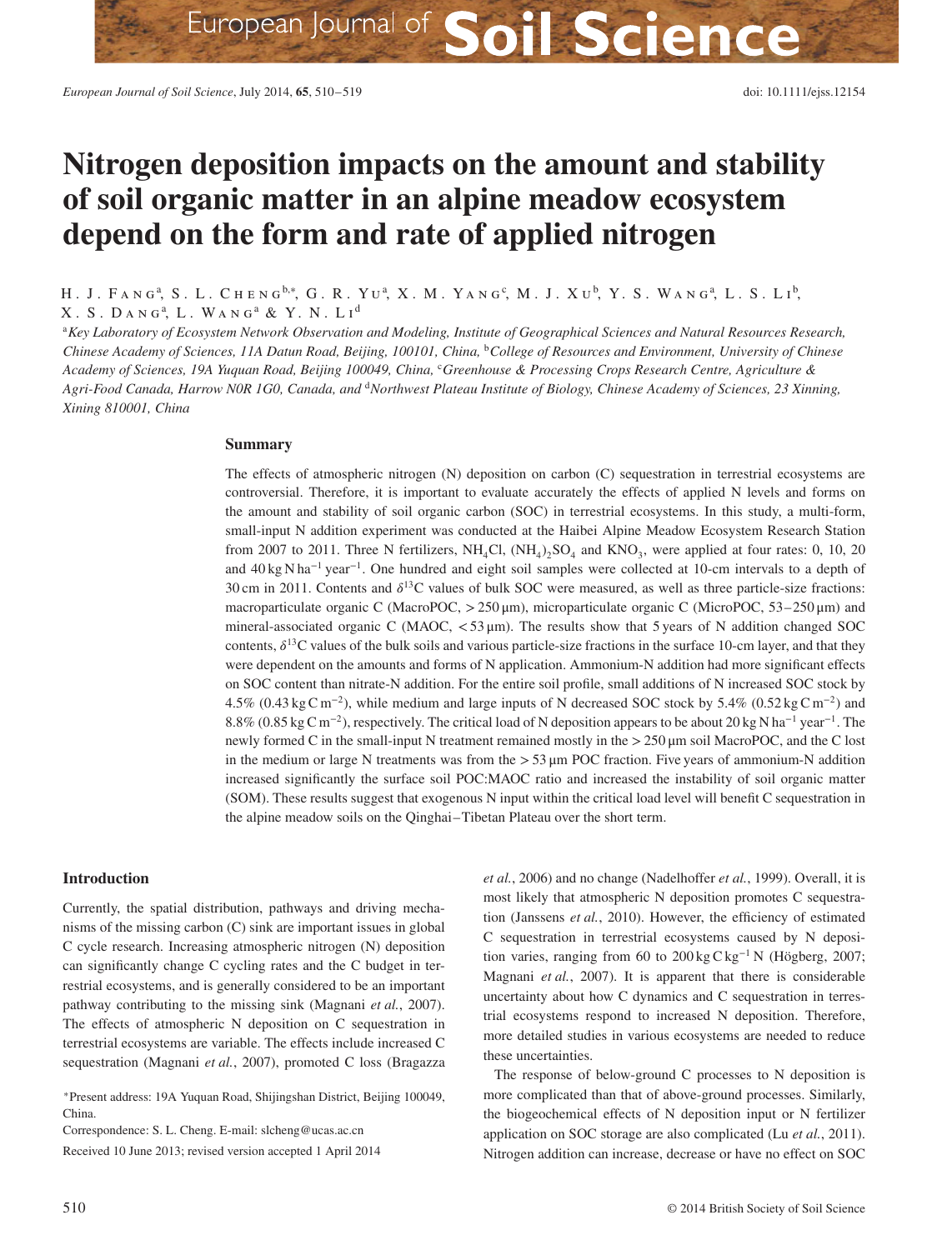# Nitrogen deposition impacts on the amount and stability of soil organic matter in an alpine meadow ecosystem depend on the form and rate of applied nitrogen

H. J. Fang[a], S. L. Cheng[b,*], G. R. Yu[a], X. M. Yang[c], M. J. Xu[b], Y. S. Wang[a], L. S. Li[b], X. S. Dang[a], L. Wang[a] & Y. N. Li[d]

[a]*Key Laboratory of Ecosystem Network Observation and Modeling, Institute of Geographical Sciences and Natural Resources Research, Chinese Academy of Sciences, 11A Datun Road, Beijing, 100101, China,* [b]*College of Resources and Environment, University of Chinese Academy of Sciences, 19A Yuquan Road, Beijing 100049, China,* [c]*Greenhouse & Processing Crops Research Centre, Agriculture & Agri-Food Canada, Harrow N0R 1G0, Canada, and* [d]*Northwest Plateau Institute of Biology, Chinese Academy of Sciences, 23 Xinning, Xining 810001, China*

## Summary

The effects of atmospheric nitrogen (N) deposition on carbon (C) sequestration in terrestrial ecosystems are controversial. Therefore, it is important to evaluate accurately the effects of applied N levels and forms on the amount and stability of soil organic carbon (SOC) in terrestrial ecosystems. In this study, a multi-form, small-input N addition experiment was conducted at the Haibei Alpine Meadow Ecosystem Research Station from 2007 to 2011. Three N fertilizers, $NH_4Cl$, $(NH_4)_2SO_4$ and $KNO_3$, were applied at four rates: 0, 10, 20 and 40 kg N ha$^{-1}$ year$^{-1}$. One hundred and eight soil samples were collected at 10-cm intervals to a depth of 30 cm in 2011. Contents and $\delta^{13}C$ values of bulk SOC were measured, as well as three particle-size fractions: macroparticulate organic C (MacroPOC, > 250 μm), microparticulate organic C (MicroPOC, 53–250 μm) and mineral-associated organic C (MAOC, < 53 μm). The results show that 5 years of N addition changed SOC contents, $\delta^{13}C$ values of the bulk soils and various particle-size fractions in the surface 10-cm layer, and that they were dependent on the amounts and forms of N application. Ammonium-N addition had more significant effects on SOC content than nitrate-N addition. For the entire soil profile, small additions of N increased SOC stock by 4.5% (0.43 kg C m$^{-2}$), while medium and large inputs of N decreased SOC stock by 5.4% (0.52 kg C m$^{-2}$) and 8.8% (0.85 kg C m$^{-2}$), respectively. The critical load of N deposition appears to be about 20 kg N ha$^{-1}$ year$^{-1}$. The newly formed C in the small-input N treatment remained mostly in the > 250 μm soil MacroPOC, and the C lost in the medium or large N treatments was from the > 53 μm POC fraction. Five years of ammonium-N addition increased significantly the surface soil POC:MAOC ratio and increased the instability of soil organic matter (SOM). These results suggest that exogenous N input within the critical load level will benefit C sequestration in the alpine meadow soils on the Qinghai–Tibetan Plateau over the short term.

## Introduction

Currently, the spatial distribution, pathways and driving mechanisms of the missing carbon (C) sink are important issues in global C cycle research. Increasing atmospheric nitrogen (N) deposition can significantly change C cycling rates and the C budget in terrestrial ecosystems, and is generally considered to be an important pathway contributing to the missing sink (Magnani *et al.*, 2007). The effects of atmospheric N deposition on C sequestration in terrestrial ecosystems are variable. The effects include increased C sequestration (Magnani *et al.*, 2007), promoted C loss (Bragazza *et al.*, 2006) and no change (Nadelhoffer *et al.*, 1999). Overall, it is most likely that atmospheric N deposition promotes C sequestration (Janssens *et al.*, 2010). However, the efficiency of estimated C sequestration in terrestrial ecosystems caused by N deposition varies, ranging from 60 to 200 kg C kg$^{-1}$ N (Högberg, 2007; Magnani *et al.*, 2007). It is apparent that there is considerable uncertainty about how C dynamics and C sequestration in terrestrial ecosystems respond to increased N deposition. Therefore, more detailed studies in various ecosystems are needed to reduce these uncertainties.

The response of below-ground C processes to N deposition is more complicated than that of above-ground processes. Similarly, the biogeochemical effects of N deposition input or N fertilizer application on SOC storage are also complicated (Lu *et al.*, 2011). Nitrogen addition can increase, decrease or have no effect on SOC

*Present address: 19A Yuquan Road, Shijingshan District, Beijing 100049, China.

Correspondence: S. L. Cheng. E-mail: slcheng@ucas.ac.cn

Received 10 June 2013; revised version accepted 1 April 2014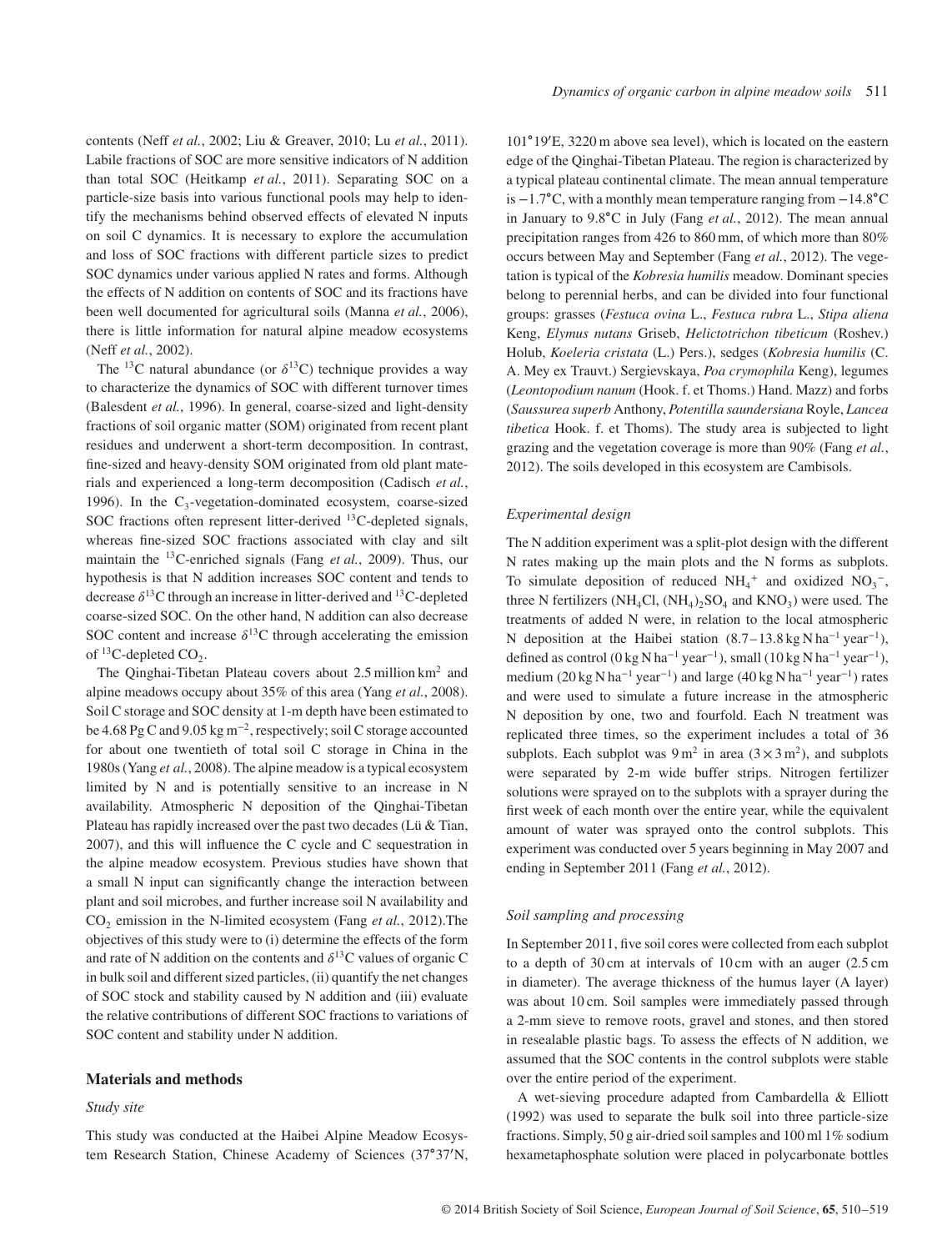contents (Neff *et al.*, 2002; Liu & Greaver, 2010; Lu *et al.*, 2011). Labile fractions of SOC are more sensitive indicators of N addition than total SOC (Heitkamp *et al.*, 2011). Separating SOC on a particle-size basis into various functional pools may help to identify the mechanisms behind observed effects of elevated N inputs on soil C dynamics. It is necessary to explore the accumulation and loss of SOC fractions with different particle sizes to predict SOC dynamics under various applied N rates and forms. Although the effects of N addition on contents of SOC and its fractions have been well documented for agricultural soils (Manna *et al.*, 2006), there is little information for natural alpine meadow ecosystems (Neff *et al.*, 2002).

The $^{13}$C natural abundance (or $\delta^{13}$C) technique provides a way to characterize the dynamics of SOC with different turnover times (Balesdent *et al.*, 1996). In general, coarse-sized and light-density fractions of soil organic matter (SOM) originated from recent plant residues and underwent a short-term decomposition. In contrast, fine-sized and heavy-density SOM originated from old plant materials and experienced a long-term decomposition (Cadisch *et al.*, 1996). In the $C_3$-vegetation-dominated ecosystem, coarse-sized SOC fractions often represent litter-derived $^{13}$C-depleted signals, whereas fine-sized SOC fractions associated with clay and silt maintain the $^{13}$C-enriched signals (Fang *et al.*, 2009). Thus, our hypothesis is that N addition increases SOC content and tends to decrease $\delta^{13}$C through an increase in litter-derived and $^{13}$C-depleted coarse-sized SOC. On the other hand, N addition can also decrease SOC content and increase $\delta^{13}$C through accelerating the emission of $^{13}$C-depleted $CO_2$.

The Qinghai-Tibetan Plateau covers about 2.5 million km$^2$ and alpine meadows occupy about 35% of this area (Yang *et al.*, 2008). Soil C storage and SOC density at 1-m depth have been estimated to be 4.68 Pg C and 9.05 kg m$^{-2}$, respectively; soil C storage accounted for about one twentieth of total soil C storage in China in the 1980s (Yang *et al.*, 2008). The alpine meadow is a typical ecosystem limited by N and is potentially sensitive to an increase in N availability. Atmospheric N deposition of the Qinghai-Tibetan Plateau has rapidly increased over the past two decades (Lü & Tian, 2007), and this will influence the C cycle and C sequestration in the alpine meadow ecosystem. Previous studies have shown that a small N input can significantly change the interaction between plant and soil microbes, and further increase soil N availability and $CO_2$ emission in the N-limited ecosystem (Fang *et al.*, 2012).The objectives of this study were to (i) determine the effects of the form and rate of N addition on the contents and $\delta^{13}$C values of organic C in bulk soil and different sized particles, (ii) quantify the net changes of SOC stock and stability caused by N addition and (iii) evaluate the relative contributions of different SOC fractions to variations of SOC content and stability under N addition.

## Materials and methods

### *Study site*

This study was conducted at the Haibei Alpine Meadow Ecosystem Research Station, Chinese Academy of Sciences (37°37′N, 101°19′E, 3220 m above sea level), which is located on the eastern edge of the Qinghai-Tibetan Plateau. The region is characterized by a typical plateau continental climate. The mean annual temperature is −1.7°C, with a monthly mean temperature ranging from −14.8°C in January to 9.8°C in July (Fang *et al.*, 2012). The mean annual precipitation ranges from 426 to 860 mm, of which more than 80% occurs between May and September (Fang *et al.*, 2012). The vegetation is typical of the *Kobresia humilis* meadow. Dominant species belong to perennial herbs, and can be divided into four functional groups: grasses (*Festuca ovina* L., *Festuca rubra* L., *Stipa aliena* Keng, *Elymus nutans* Griseb, *Helictotrichon tibeticum* (Roshev.) Holub, *Koeleria cristata* (L.) Pers.), sedges (*Kobresia humilis* (C. A. Mey ex Trauvt.) Sergievskaya, *Poa crymophila* Keng), legumes (*Leontopodium nanum* (Hook. f. et Thoms.) Hand. Mazz) and forbs (*Saussurea superb* Anthony, *Potentilla saundersiana* Royle, *Lancea tibetica* Hook. f. et Thoms). The study area is subjected to light grazing and the vegetation coverage is more than 90% (Fang *et al.*, 2012). The soils developed in this ecosystem are Cambisols.

### *Experimental design*

The N addition experiment was a split-plot design with the different N rates making up the main plots and the N forms as subplots. To simulate deposition of reduced $NH_4^+$ and oxidized $NO_3^-$, three N fertilizers ($NH_4Cl$, $(NH_4)_2SO_4$ and $KNO_3$) were used. The treatments of added N were, in relation to the local atmospheric N deposition at the Haibei station (8.7–13.8 kg N ha$^{-1}$ year$^{-1}$), defined as control (0 kg N ha$^{-1}$ year$^{-1}$), small (10 kg N ha$^{-1}$ year$^{-1}$), medium (20 kg N ha$^{-1}$ year$^{-1}$) and large (40 kg N ha$^{-1}$ year$^{-1}$) rates and were used to simulate a future increase in the atmospheric N deposition by one, two and fourfold. Each N treatment was replicated three times, so the experiment includes a total of 36 subplots. Each subplot was 9 m$^2$ in area (3 × 3 m$^2$), and subplots were separated by 2-m wide buffer strips. Nitrogen fertilizer solutions were sprayed on to the subplots with a sprayer during the first week of each month over the entire year, while the equivalent amount of water was sprayed onto the control subplots. This experiment was conducted over 5 years beginning in May 2007 and ending in September 2011 (Fang *et al.*, 2012).

### *Soil sampling and processing*

In September 2011, five soil cores were collected from each subplot to a depth of 30 cm at intervals of 10 cm with an auger (2.5 cm in diameter). The average thickness of the humus layer (A layer) was about 10 cm. Soil samples were immediately passed through a 2-mm sieve to remove roots, gravel and stones, and then stored in resealable plastic bags. To assess the effects of N addition, we assumed that the SOC contents in the control subplots were stable over the entire period of the experiment.

A wet-sieving procedure adapted from Cambardella & Elliott (1992) was used to separate the bulk soil into three particle-size fractions. Simply, 50 g air-dried soil samples and 100 ml 1% sodium hexametaphosphate solution were placed in polycarbonate bottles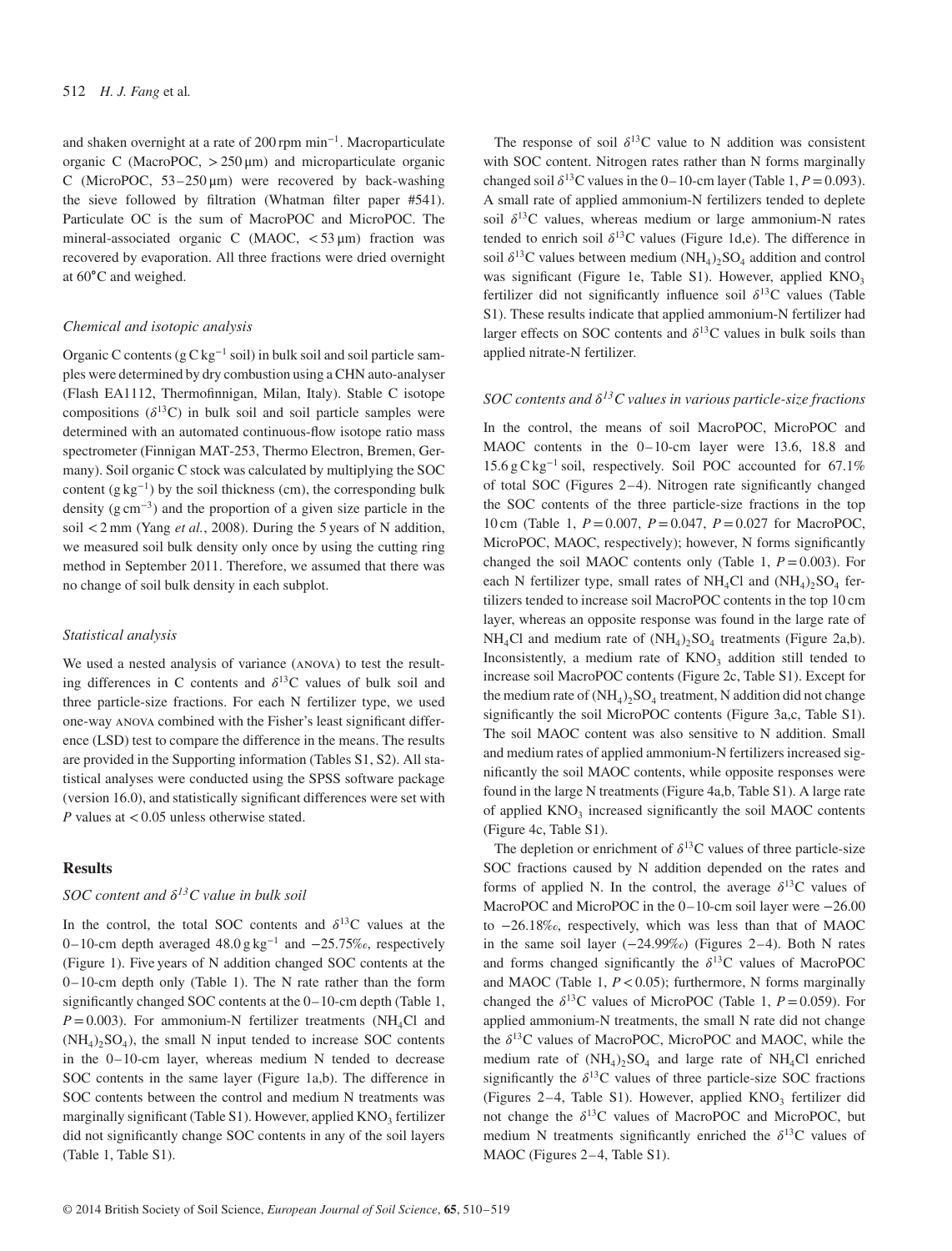and shaken overnight at a rate of 200 rpm $min^{-1}$. Macroparticulate organic C (MacroPOC, > 250 μm) and microparticulate organic C (MicroPOC, 53–250 μm) were recovered by back-washing the sieve followed by filtration (Whatman filter paper #541). Particulate OC is the sum of MacroPOC and MicroPOC. The mineral-associated organic C (MAOC, < 53 μm) fraction was recovered by evaporation. All three fractions were dried overnight at 60°C and weighed.

### *Chemical and isotopic analysis*

Organic C contents (g C $kg^{-1}$ soil) in bulk soil and soil particle samples were determined by dry combustion using a CHN auto-analyser (Flash EA1112, Thermofinnigan, Milan, Italy). Stable C isotope compositions ($\delta^{13}C$) in bulk soil and soil particle samples were determined with an automated continuous-flow isotope ratio mass spectrometer (Finnigan MAT-253, Thermo Electron, Bremen, Germany). Soil organic C stock was calculated by multiplying the SOC content (g $kg^{-1}$) by the soil thickness (cm), the corresponding bulk density (g $cm^{-3}$) and the proportion of a given size particle in the soil < 2 mm (Yang *et al.*, 2008). During the 5 years of N addition, we measured soil bulk density only once by using the cutting ring method in September 2011. Therefore, we assumed that there was no change of soil bulk density in each subplot.

### *Statistical analysis*

We used a nested analysis of variance (ANOVA) to test the resulting differences in C contents and $\delta^{13}C$ values of bulk soil and three particle-size fractions. For each N fertilizer type, we used one-way ANOVA combined with the Fisher's least significant difference (LSD) test to compare the difference in the means. The results are provided in the Supporting information (Tables S1, S2). All statistical analyses were conducted using the SPSS software package (version 16.0), and statistically significant differences were set with $P$ values at < 0.05 unless otherwise stated.

## Results

### *SOC content and $\delta^{13}C$ value in bulk soil*

In the control, the total SOC contents and $\delta^{13}C$ values at the 0–10-cm depth averaged 48.0 g $kg^{-1}$ and −25.75‰, respectively (Figure 1). Five years of N addition changed SOC contents at the 0–10-cm depth only (Table 1). The N rate rather than the form significantly changed SOC contents at the 0–10-cm depth (Table 1, $P = 0.003$). For ammonium-N fertilizer treatments ($NH_4Cl$ and $(NH_4)_2SO_4$), the small N input tended to increase SOC contents in the 0–10-cm layer, whereas medium N tended to decrease SOC contents in the same layer (Figure 1a,b). The difference in SOC contents between the control and medium N treatments was marginally significant (Table S1). However, applied $KNO_3$ fertilizer did not significantly change SOC contents in any of the soil layers (Table 1, Table S1).

The response of soil $\delta^{13}C$ value to N addition was consistent with SOC content. Nitrogen rates rather than N forms marginally changed soil $\delta^{13}C$ values in the 0–10-cm layer (Table 1, $P = 0.093$). A small rate of applied ammonium-N fertilizers tended to deplete soil $\delta^{13}C$ values, whereas medium or large ammonium-N rates tended to enrich soil $\delta^{13}C$ values (Figure 1d,e). The difference in soil $\delta^{13}C$ values between medium $(NH_4)_2SO_4$ addition and control was significant (Figure 1e, Table S1). However, applied $KNO_3$ fertilizer did not significantly influence soil $\delta^{13}C$ values (Table S1). These results indicate that applied ammonium-N fertilizer had larger effects on SOC contents and $\delta^{13}C$ values in bulk soils than applied nitrate-N fertilizer.

### *SOC contents and $\delta^{13}C$ values in various particle-size fractions*

In the control, the means of soil MacroPOC, MicroPOC and MAOC contents in the 0–10-cm layer were 13.6, 18.8 and 15.6 g C $kg^{-1}$ soil, respectively. Soil POC accounted for 67.1% of total SOC (Figures 2–4). Nitrogen rate significantly changed the SOC contents of the three particle-size fractions in the top 10 cm (Table 1, $P = 0.007$, $P = 0.047$, $P = 0.027$ for MacroPOC, MicroPOC, MAOC, respectively); however, N forms significantly changed the soil MAOC contents only (Table 1, $P = 0.003$). For each N fertilizer type, small rates of $NH_4Cl$ and $(NH_4)_2SO_4$ fertilizers tended to increase soil MacroPOC contents in the top 10 cm layer, whereas an opposite response was found in the large rate of $NH_4Cl$ and medium rate of $(NH_4)_2SO_4$ treatments (Figure 2a,b). Inconsistently, a medium rate of $KNO_3$ addition still tended to increase soil MacroPOC contents (Figure 2c, Table S1). Except for the medium rate of $(NH_4)_2SO_4$ treatment, N addition did not change significantly the soil MicroPOC contents (Figure 3a,c, Table S1). The soil MAOC content was also sensitive to N addition. Small and medium rates of applied ammonium-N fertilizers increased significantly the soil MAOC contents, while opposite responses were found in the large N treatments (Figure 4a,b, Table S1). A large rate of applied $KNO_3$ increased significantly the soil MAOC contents (Figure 4c, Table S1).

The depletion or enrichment of $\delta^{13}C$ values of three particle-size SOC fractions caused by N addition depended on the rates and forms of applied N. In the control, the average $\delta^{13}C$ values of MacroPOC and MicroPOC in the 0–10-cm soil layer were −26.00 to −26.18‰, respectively, which was less than that of MAOC in the same soil layer (−24.99‰) (Figures 2–4). Both N rates and forms changed significantly the $\delta^{13}C$ values of MacroPOC and MAOC (Table 1, $P < 0.05$); furthermore, N forms marginally changed the $\delta^{13}C$ values of MicroPOC (Table 1, $P = 0.059$). For applied ammonium-N treatments, the small N rate did not change the $\delta^{13}C$ values of MacroPOC, MicroPOC and MAOC, while the medium rate of $(NH_4)_2SO_4$ and large rate of $NH_4Cl$ enriched significantly the $\delta^{13}C$ values of three particle-size SOC fractions (Figures 2–4, Table S1). However, applied $KNO_3$ fertilizer did not change the $\delta^{13}C$ values of MacroPOC and MicroPOC, but medium N treatments significantly enriched the $\delta^{13}C$ values of MAOC (Figures 2–4, Table S1).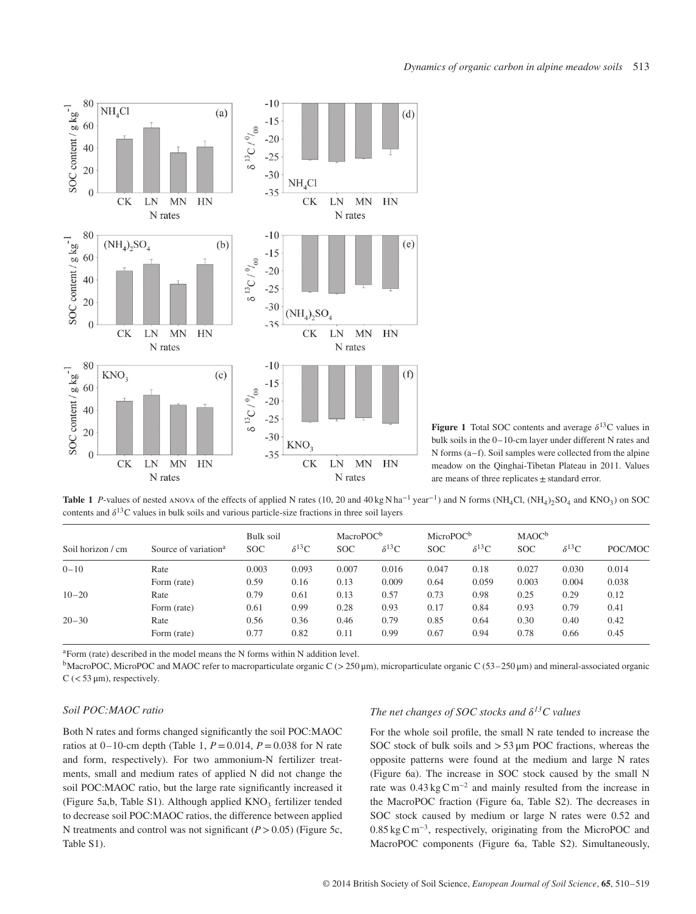**Figure 1** Total SOC contents and average $\delta^{13}C$ values in bulk soils in the 0–10-cm layer under different N rates and N forms (a–f). Soil samples were collected from the alpine meadow on the Qinghai-Tibetan Plateau in 2011. Values are means of three replicates ± standard error.

**Table 1** *P*-values of nested ANOVA of the effects of applied N rates (10, 20 and 40 kg N ha$^{-1}$ year$^{-1}$) and N forms ($NH_4Cl$, $(NH_4)_2SO_4$ and $KNO_3$) on SOC contents and $\delta^{13}C$ values in bulk soils and various particle-size fractions in three soil layers

| Soil horizon / cm | Source of variation[a] | Bulk soil SOC | Bulk soil $\delta^{13}C$ | MacroPOC[b] SOC | MacroPOC[b] $\delta^{13}C$ | MicroPOC[b] SOC | MicroPOC[b] $\delta^{13}C$ | MAOC[b] SOC | MAOC[b] $\delta^{13}C$ | POC/MOC |
|---|---|---|---|---|---|---|---|---|---|---|
| 0–10 | Rate | 0.003 | 0.093 | 0.007 | 0.016 | 0.047 | 0.18 | 0.027 | 0.030 | 0.014 |
| | Form (rate) | 0.59 | 0.16 | 0.13 | 0.009 | 0.64 | 0.059 | 0.003 | 0.004 | 0.038 |
| 10–20 | Rate | 0.79 | 0.61 | 0.13 | 0.57 | 0.73 | 0.98 | 0.25 | 0.29 | 0.12 |
| | Form (rate) | 0.61 | 0.99 | 0.28 | 0.93 | 0.17 | 0.84 | 0.93 | 0.79 | 0.41 |
| 20–30 | Rate | 0.56 | 0.36 | 0.46 | 0.79 | 0.85 | 0.64 | 0.30 | 0.40 | 0.42 |
| | Form (rate) | 0.77 | 0.82 | 0.11 | 0.99 | 0.67 | 0.94 | 0.78 | 0.66 | 0.45 |

[a]Form (rate) described in the model means the N forms within N addition level.

[b]MacroPOC, MicroPOC and MAOC refer to macroparticulate organic C (> 250 μm), microparticulate organic C (53–250 μm) and mineral-associated organic C (< 53 μm), respectively.

### *Soil POC:MAOC ratio*

Both N rates and forms changed significantly the soil POC:MAOC ratios at 0–10-cm depth (Table 1, $P = 0.014$, $P = 0.038$ for N rate and form, respectively). For two ammonium-N fertilizer treatments, small and medium rates of applied N did not change the soil POC:MAOC ratio, but the large rate significantly increased it (Figure 5a,b, Table S1). Although applied $KNO_3$ fertilizer tended to decrease soil POC:MAOC ratios, the difference between applied N treatments and control was not significant ($P > 0.05$) (Figure 5c, Table S1).

### *The net changes of SOC stocks and $\delta^{13}C$ values*

For the whole soil profile, the small N rate tended to increase the SOC stock of bulk soils and > 53 μm POC fractions, whereas the opposite patterns were found at the medium and large N rates (Figure 6a). The increase in SOC stock caused by the small N rate was 0.43 kg C m$^{-2}$ and mainly resulted from the increase in the MacroPOC fraction (Figure 6a, Table S2). The decreases in SOC stock caused by medium or large N rates were 0.52 and 0.85 kg C m$^{-3}$, respectively, originating from the MicroPOC and MacroPOC components (Figure 6a, Table S2). Simultaneously,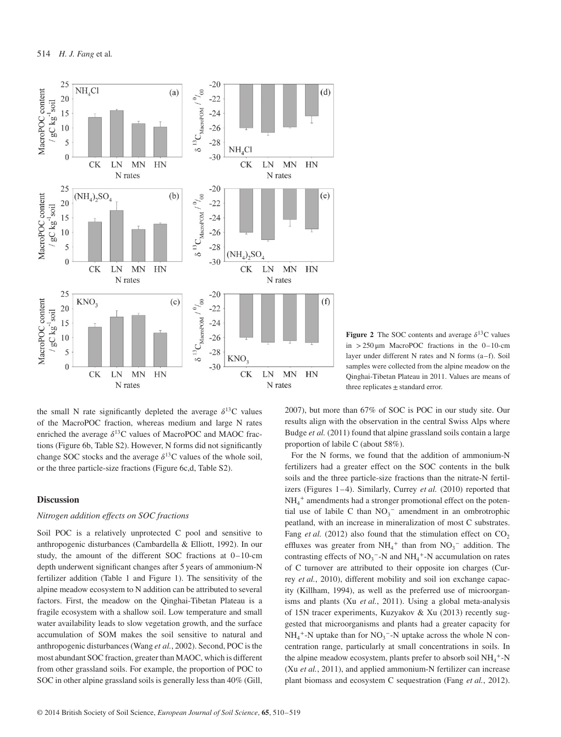**Figure 2** The SOC contents and average $\delta^{13}C$ values in $>250\,\mu m$ MacroPOC fractions in the 0–10-cm layer under different N rates and N forms (a–f). Soil samples were collected from the alpine meadow on the Qinghai-Tibetan Plateau in 2011. Values are means of three replicates ± standard error.

the small N rate significantly depleted the average $\delta^{13}C$ values of the MacroPOC fraction, whereas medium and large N rates enriched the average $\delta^{13}C$ values of MacroPOC and MAOC fractions (Figure 6b, Table S2). However, N forms did not significantly change SOC stocks and the average $\delta^{13}C$ values of the whole soil, or the three particle-size fractions (Figure 6c,d, Table S2).

## Discussion

### *Nitrogen addition effects on SOC fractions*

Soil POC is a relatively unprotected C pool and sensitive to anthropogenic disturbances (Cambardella & Elliott, 1992). In our study, the amount of the different SOC fractions at 0–10-cm depth underwent significant changes after 5 years of ammonium-N fertilizer addition (Table 1 and Figure 1). The sensitivity of the alpine meadow ecosystem to N addition can be attributed to several factors. First, the meadow on the Qinghai-Tibetan Plateau is a fragile ecosystem with a shallow soil. Low temperature and small water availability leads to slow vegetation growth, and the surface accumulation of SOM makes the soil sensitive to natural and anthropogenic disturbances (Wang *et al.*, 2002). Second, POC is the most abundant SOC fraction, greater than MAOC, which is different from other grassland soils. For example, the proportion of POC to SOC in other alpine grassland soils is generally less than 40% (Gill, 2007), but more than 67% of SOC is POC in our study site. Our results align with the observation in the central Swiss Alps where Budge *et al.* (2011) found that alpine grassland soils contain a large proportion of labile C (about 58%).

For the N forms, we found that the addition of ammonium-N fertilizers had a greater effect on the SOC contents in the bulk soils and the three particle-size fractions than the nitrate-N fertilizers (Figures 1–4). Similarly, Currey *et al.* (2010) reported that $NH_4^+$ amendments had a stronger promotional effect on the potential use of labile C than $NO_3^-$ amendment in an ombrotrophic peatland, with an increase in mineralization of most C substrates. Fang *et al.* (2012) also found that the stimulation effect on $CO_2$ effluxes was greater from $NH_4^+$ than from $NO_3^-$ addition. The contrasting effects of $NO_3^-$-N and $NH_4^+$-N accumulation on rates of C turnover are attributed to their opposite ion charges (Currey *et al.*, 2010), different mobility and soil ion exchange capacity (Killham, 1994), as well as the preferred use of microorganisms and plants (Xu *et al.*, 2011). Using a global meta-analysis of 15N tracer experiments, Kuzyakov & Xu (2013) recently suggested that microorganisms and plants had a greater capacity for $NH_4^+$-N uptake than for $NO_3^-$-N uptake across the whole N concentration range, particularly at small concentrations in soils. In the alpine meadow ecosystem, plants prefer to absorb soil $NH_4^+$-N (Xu *et al.*, 2011), and applied ammonium-N fertilizer can increase plant biomass and ecosystem C sequestration (Fang *et al.*, 2012).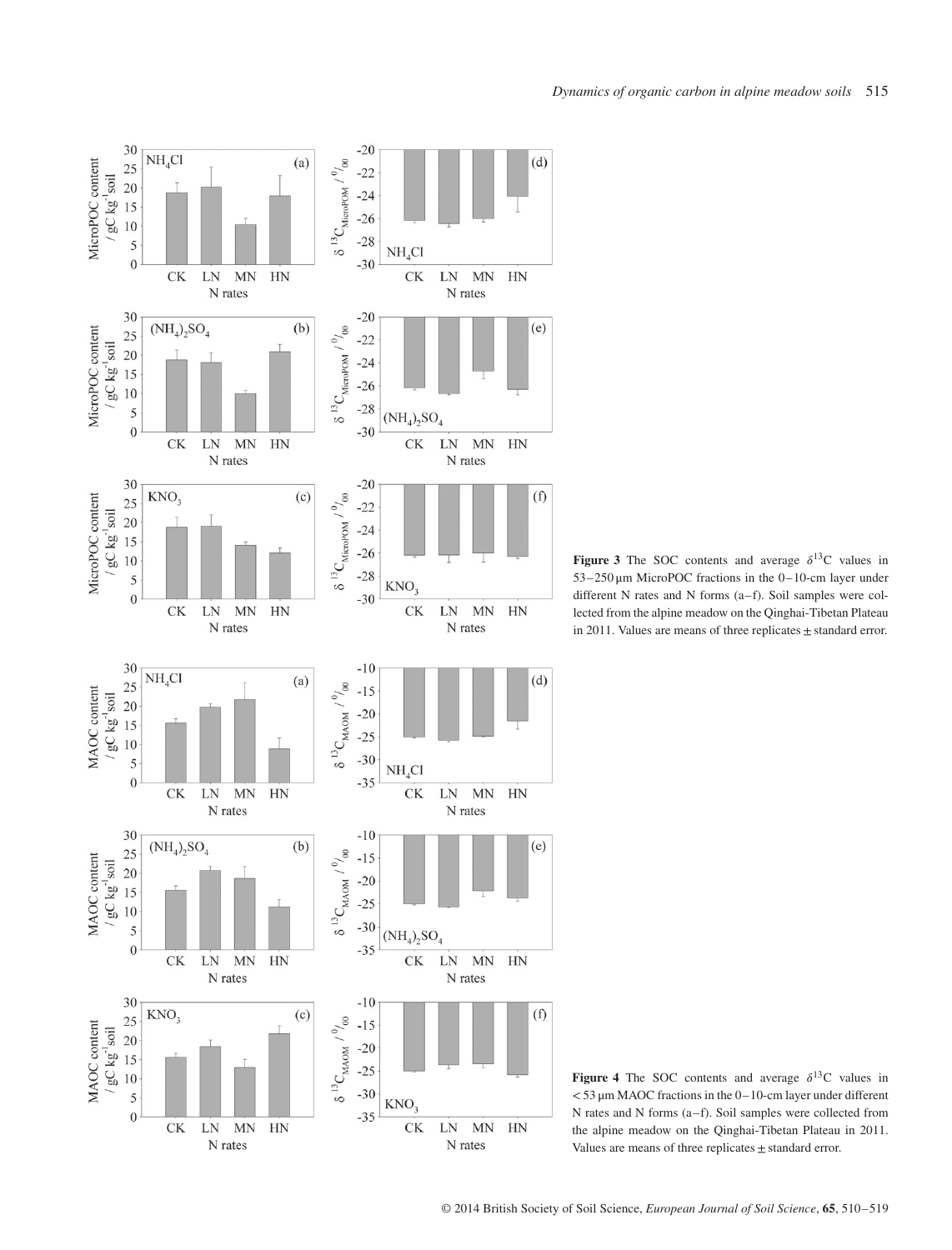**Figure 3** The SOC contents and average $\delta^{13}C$ values in 53–250 μm MicroPOC fractions in the 0–10-cm layer under different N rates and N forms (a–f). Soil samples were collected from the alpine meadow on the Qinghai-Tibetan Plateau in 2011. Values are means of three replicates ± standard error.

**Figure 4** The SOC contents and average $\delta^{13}C$ values in < 53 μm MAOC fractions in the 0–10-cm layer under different N rates and N forms (a–f). Soil samples were collected from the alpine meadow on the Qinghai-Tibetan Plateau in 2011. Values are means of three replicates ± standard error.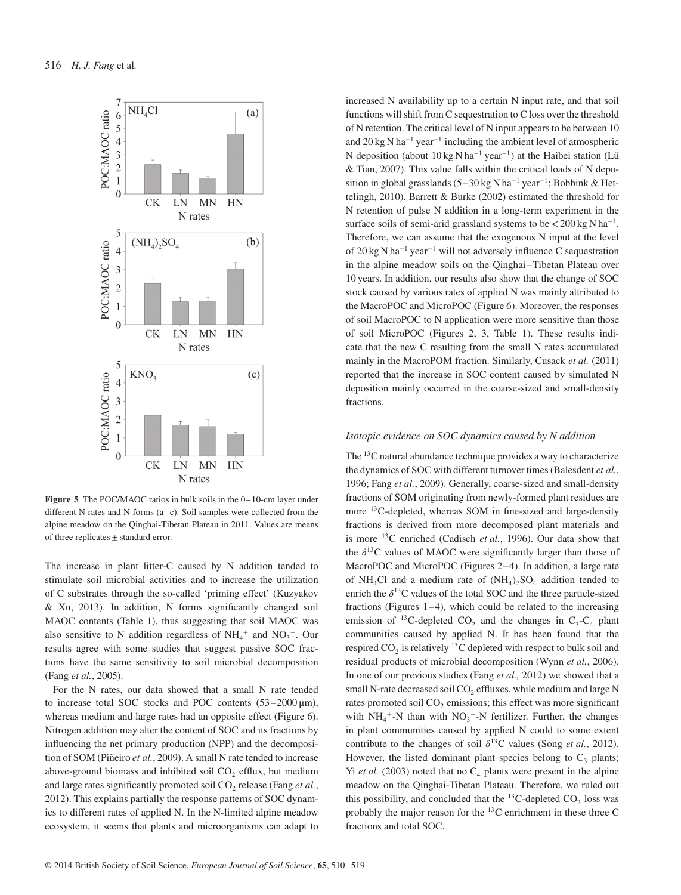Figure 5 The POC/MAOC ratios in bulk soils in the 0–10-cm layer under different N rates and N forms (a–c). Soil samples were collected from the alpine meadow on the Qinghai-Tibetan Plateau in 2011. Values are means of three replicates ± standard error.

The increase in plant litter-C caused by N addition tended to stimulate soil microbial activities and to increase the utilization of C substrates through the so-called 'priming effect' (Kuzyakov & Xu, 2013). In addition, N forms significantly changed soil MAOC contents (Table 1), thus suggesting that soil MAOC was also sensitive to N addition regardless of $NH_4^+$ and $NO_3^-$. Our results agree with some studies that suggest passive SOC fractions have the same sensitivity to soil microbial decomposition (Fang *et al.*, 2005).

For the N rates, our data showed that a small N rate tended to increase total SOC stocks and POC contents (53–2000 μm), whereas medium and large rates had an opposite effect (Figure 6). Nitrogen addition may alter the content of SOC and its fractions by influencing the net primary production (NPP) and the decomposition of SOM (Piñeiro *et al.*, 2009). A small N rate tended to increase above-ground biomass and inhibited soil $CO_2$ efflux, but medium and large rates significantly promoted soil $CO_2$ release (Fang *et al.*, 2012). This explains partially the response patterns of SOC dynamics to different rates of applied N. In the N-limited alpine meadow ecosystem, it seems that plants and microorganisms can adapt to increased N availability up to a certain N input rate, and that soil functions will shift from C sequestration to C loss over the threshold of N retention. The critical level of N input appears to be between 10 and 20 kg N ha$^{-1}$ year$^{-1}$ including the ambient level of atmospheric N deposition (about 10 kg N ha$^{-1}$ year$^{-1}$) at the Haibei station (Lü & Tian, 2007). This value falls within the critical loads of N deposition in global grasslands (5–30 kg N ha$^{-1}$ year$^{-1}$; Bobbink & Hettelingh, 2010). Barrett & Burke (2002) estimated the threshold for N retention of pulse N addition in a long-term experiment in the surface soils of semi-arid grassland systems to be < 200 kg N ha$^{-1}$. Therefore, we can assume that the exogenous N input at the level of 20 kg N ha$^{-1}$ year$^{-1}$ will not adversely influence C sequestration in the alpine meadow soils on the Qinghai–Tibetan Plateau over 10 years. In addition, our results also show that the change of SOC stock caused by various rates of applied N was mainly attributed to the MacroPOC and MicroPOC (Figure 6). Moreover, the responses of soil MacroPOC to N application were more sensitive than those of soil MicroPOC (Figures 2, 3, Table 1). These results indicate that the new C resulting from the small N rates accumulated mainly in the MacroPOM fraction. Similarly, Cusack *et al.* (2011) reported that the increase in SOC content caused by simulated N deposition mainly occurred in the coarse-sized and small-density fractions.

### *Isotopic evidence on SOC dynamics caused by N addition*

The $^{13}C$ natural abundance technique provides a way to characterize the dynamics of SOC with different turnover times (Balesdent *et al.*, 1996; Fang *et al.*, 2009). Generally, coarse-sized and small-density fractions of SOM originating from newly-formed plant residues are more $^{13}C$-depleted, whereas SOM in fine-sized and large-density fractions is derived from more decomposed plant materials and is more $^{13}C$ enriched (Cadisch *et al.*, 1996). Our data show that the $\delta^{13}C$ values of MAOC were significantly larger than those of MacroPOC and MicroPOC (Figures 2–4). In addition, a large rate of $NH_4Cl$ and a medium rate of $(NH_4)_2SO_4$ addition tended to enrich the $\delta^{13}C$ values of the total SOC and the three particle-sized fractions (Figures 1–4), which could be related to the increasing emission of $^{13}C$-depleted $CO_2$ and the changes in $C_3$-$C_4$ plant communities caused by applied N. It has been found that the respired $CO_2$ is relatively $^{13}C$ depleted with respect to bulk soil and residual products of microbial decomposition (Wynn *et al.*, 2006). In one of our previous studies (Fang *et al.*, 2012) we showed that a small N-rate decreased soil $CO_2$ effluxes, while medium and large N rates promoted soil $CO_2$ emissions; this effect was more significant with $NH_4^+$-N than with $NO_3^-$-N fertilizer. Further, the changes in plant communities caused by applied N could to some extent contribute to the changes of soil $\delta^{13}C$ values (Song *et al.*, 2012). However, the listed dominant plant species belong to $C_3$ plants; Yi *et al.* (2003) noted that no $C_4$ plants were present in the alpine meadow on the Qinghai-Tibetan Plateau. Therefore, we ruled out this possibility, and concluded that the $^{13}C$-depleted $CO_2$ loss was probably the major reason for the $^{13}C$ enrichment in these three C fractions and total SOC.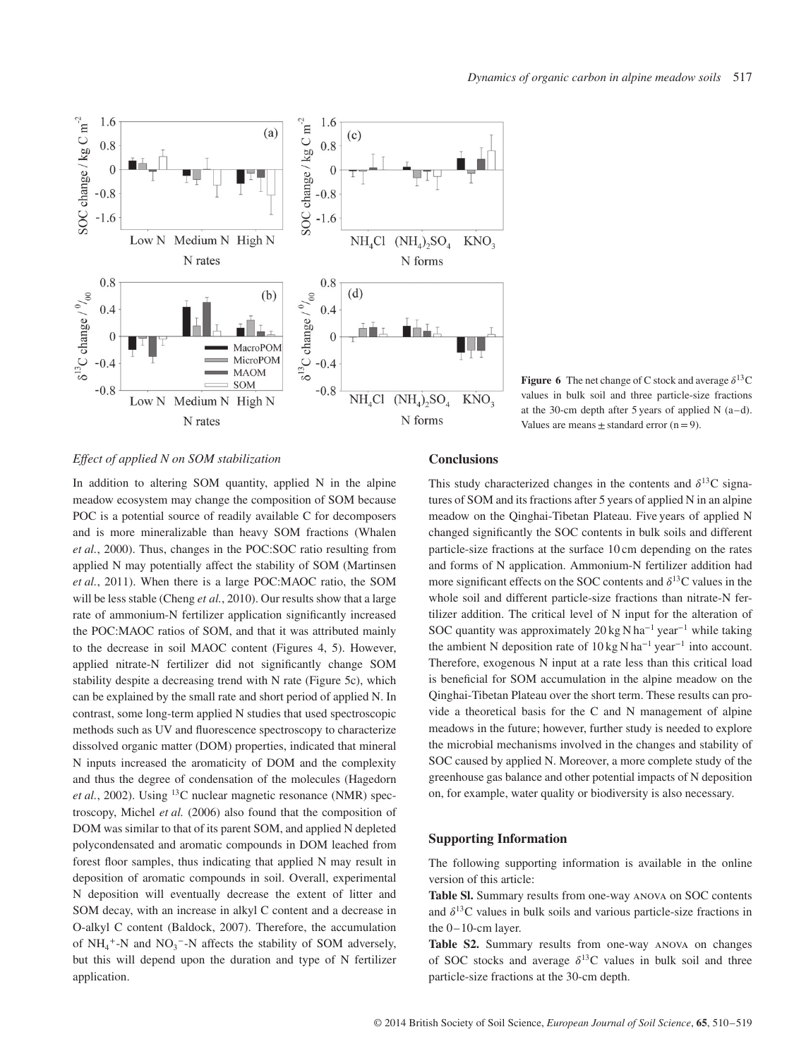**Figure 6** The net change of C stock and average $\delta^{13}C$ values in bulk soil and three particle-size fractions at the 30-cm depth after 5 years of applied N (a–d). Values are means ± standard error (n = 9).

### *Effect of applied N on SOM stabilization*

In addition to altering SOM quantity, applied N in the alpine meadow ecosystem may change the composition of SOM because POC is a potential source of readily available C for decomposers and is more mineralizable than heavy SOM fractions (Whalen *et al.*, 2000). Thus, changes in the POC:SOC ratio resulting from applied N may potentially affect the stability of SOM (Martinsen *et al.*, 2011). When there is a large POC:MAOC ratio, the SOM will be less stable (Cheng *et al.*, 2010). Our results show that a large rate of ammonium-N fertilizer application significantly increased the POC:MAOC ratios of SOM, and that it was attributed mainly to the decrease in soil MAOC content (Figures 4, 5). However, applied nitrate-N fertilizer did not significantly change SOM stability despite a decreasing trend with N rate (Figure 5c), which can be explained by the small rate and short period of applied N. In contrast, some long-term applied N studies that used spectroscopic methods such as UV and fluorescence spectroscopy to characterize dissolved organic matter (DOM) properties, indicated that mineral N inputs increased the aromaticity of DOM and the complexity and thus the degree of condensation of the molecules (Hagedorn *et al.*, 2002). Using $^{13}C$ nuclear magnetic resonance (NMR) spectroscopy, Michel *et al.* (2006) also found that the composition of DOM was similar to that of its parent SOM, and applied N depleted polycondensated and aromatic compounds in DOM leached from forest floor samples, thus indicating that applied N may result in deposition of aromatic compounds in soil. Overall, experimental N deposition will eventually decrease the extent of litter and SOM decay, with an increase in alkyl C content and a decrease in O-alkyl C content (Baldock, 2007). Therefore, the accumulation of $NH_4^+$-N and $NO_3^-$-N affects the stability of SOM adversely, but this will depend upon the duration and type of N fertilizer application.

## Conclusions

This study characterized changes in the contents and $\delta^{13}C$ signatures of SOM and its fractions after 5 years of applied N in an alpine meadow on the Qinghai-Tibetan Plateau. Five years of applied N changed significantly the SOC contents in bulk soils and different particle-size fractions at the surface 10 cm depending on the rates and forms of N application. Ammonium-N fertilizer addition had more significant effects on the SOC contents and $\delta^{13}C$ values in the whole soil and different particle-size fractions than nitrate-N fertilizer addition. The critical level of N input for the alteration of SOC quantity was approximately 20 kg N ha$^{-1}$ year$^{-1}$ while taking the ambient N deposition rate of 10 kg N ha$^{-1}$ year$^{-1}$ into account. Therefore, exogenous N input at a rate less than this critical load is beneficial for SOM accumulation in the alpine meadow on the Qinghai-Tibetan Plateau over the short term. These results can provide a theoretical basis for the C and N management of alpine meadows in the future; however, further study is needed to explore the microbial mechanisms involved in the changes and stability of SOC caused by applied N. Moreover, a more complete study of the greenhouse gas balance and other potential impacts of N deposition on, for example, water quality or biodiversity is also necessary.

## Supporting Information

The following supporting information is available in the online version of this article:

**Table Sl.** Summary results from one-way ANOVA on SOC contents and $\delta^{13}C$ values in bulk soils and various particle-size fractions in the 0–10-cm layer.

**Table S2.** Summary results from one-way ANOVA on changes of SOC stocks and average $\delta^{13}C$ values in bulk soil and three particle-size fractions at the 30-cm depth.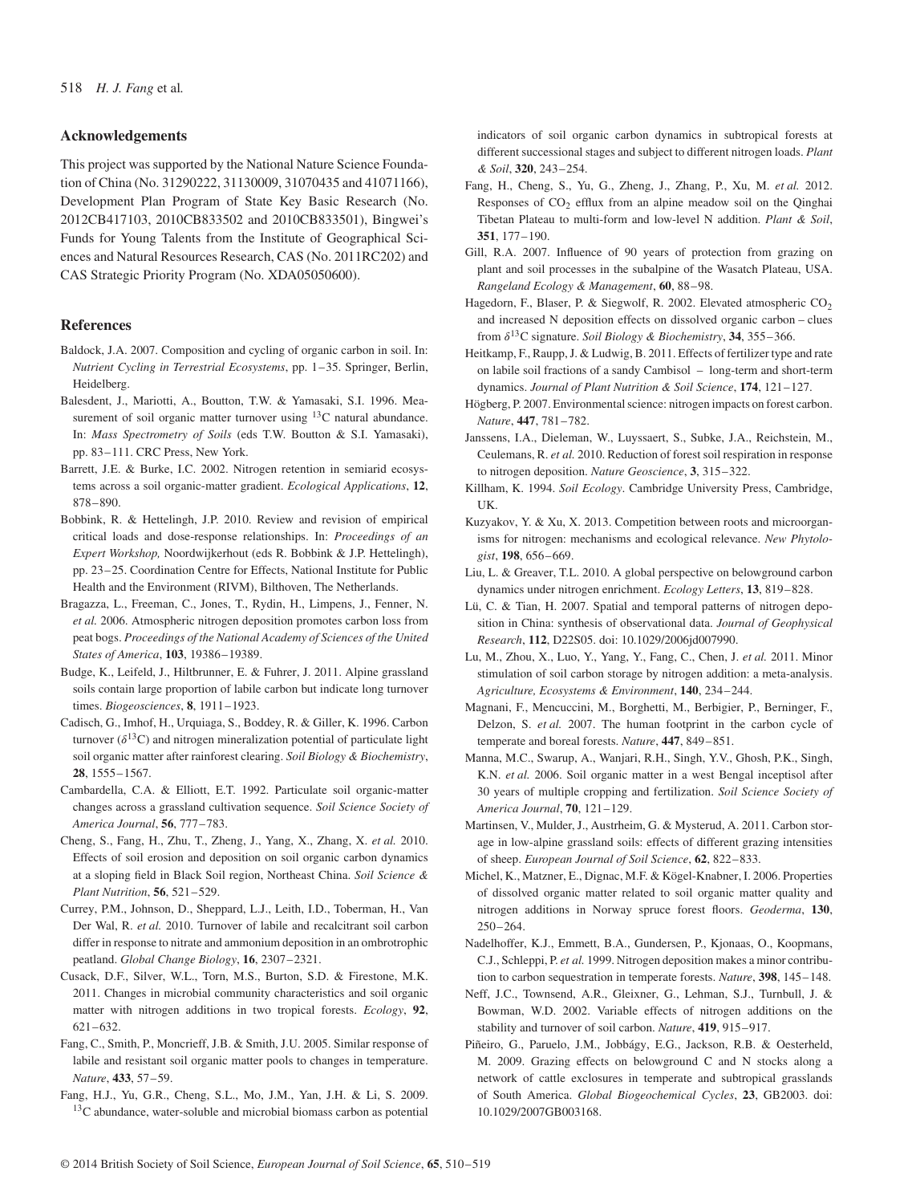## Acknowledgements

This project was supported by the National Nature Science Foundation of China (No. 31290222, 31130009, 31070435 and 41071166), Development Plan Program of State Key Basic Research (No. 2012CB417103, 2010CB833502 and 2010CB833501), Bingwei's Funds for Young Talents from the Institute of Geographical Sciences and Natural Resources Research, CAS (No. 2011RC202) and CAS Strategic Priority Program (No. XDA05050600).

## References

Baldock, J.A. 2007. Composition and cycling of organic carbon in soil. In: *Nutrient Cycling in Terrestrial Ecosystems*, pp. 1–35. Springer, Berlin, Heidelberg.

Balesdent, J., Mariotti, A., Boutton, T.W. & Yamasaki, S.I. 1996. Measurement of soil organic matter turnover using $^{13}C$ natural abundance. In: *Mass Spectrometry of Soils* (eds T.W. Boutton & S.I. Yamasaki), pp. 83–111. CRC Press, New York.

Barrett, J.E. & Burke, I.C. 2002. Nitrogen retention in semiarid ecosystems across a soil organic-matter gradient. *Ecological Applications*, **12**, 878–890.

Bobbink, R. & Hettelingh, J.P. 2010. Review and revision of empirical critical loads and dose-response relationships. In: *Proceedings of an Expert Workshop,* Noordwijkerhout (eds R. Bobbink & J.P. Hettelingh), pp. 23–25. Coordination Centre for Effects, National Institute for Public Health and the Environment (RIVM), Bilthoven, The Netherlands.

Bragazza, L., Freeman, C., Jones, T., Rydin, H., Limpens, J., Fenner, N. *et al.* 2006. Atmospheric nitrogen deposition promotes carbon loss from peat bogs. *Proceedings of the National Academy of Sciences of the United States of America*, **103**, 19386–19389.

Budge, K., Leifeld, J., Hiltbrunner, E. & Fuhrer, J. 2011. Alpine grassland soils contain large proportion of labile carbon but indicate long turnover times. *Biogeosciences*, **8**, 1911–1923.

Cadisch, G., Imhof, H., Urquiaga, S., Boddey, R. & Giller, K. 1996. Carbon turnover ($\delta^{13}C$) and nitrogen mineralization potential of particulate light soil organic matter after rainforest clearing. *Soil Biology & Biochemistry*, **28**, 1555–1567.

Cambardella, C.A. & Elliott, E.T. 1992. Particulate soil organic-matter changes across a grassland cultivation sequence. *Soil Science Society of America Journal*, **56**, 777–783.

Cheng, S., Fang, H., Zhu, T., Zheng, J., Yang, X., Zhang, X. *et al.* 2010. Effects of soil erosion and deposition on soil organic carbon dynamics at a sloping field in Black Soil region, Northeast China. *Soil Science & Plant Nutrition*, **56**, 521–529.

Currey, P.M., Johnson, D., Sheppard, L.J., Leith, I.D., Toberman, H., Van Der Wal, R. *et al.* 2010. Turnover of labile and recalcitrant soil carbon differ in response to nitrate and ammonium deposition in an ombrotrophic peatland. *Global Change Biology*, **16**, 2307–2321.

Cusack, D.F., Silver, W.L., Torn, M.S., Burton, S.D. & Firestone, M.K. 2011. Changes in microbial community characteristics and soil organic matter with nitrogen additions in two tropical forests. *Ecology*, **92**, 621–632.

Fang, C., Smith, P., Moncrieff, J.B. & Smith, J.U. 2005. Similar response of labile and resistant soil organic matter pools to changes in temperature. *Nature*, **433**, 57–59.

Fang, H.J., Yu, G.R., Cheng, S.L., Mo, J.M., Yan, J.H. & Li, S. 2009. $^{13}C$ abundance, water-soluble and microbial biomass carbon as potential indicators of soil organic carbon dynamics in subtropical forests at different successional stages and subject to different nitrogen loads. *Plant & Soil*, **320**, 243–254.

Fang, H., Cheng, S., Yu, G., Zheng, J., Zhang, P., Xu, M. *et al.* 2012. Responses of $CO_2$ efflux from an alpine meadow soil on the Qinghai Tibetan Plateau to multi-form and low-level N addition. *Plant & Soil*, **351**, 177–190.

Gill, R.A. 2007. Influence of 90 years of protection from grazing on plant and soil processes in the subalpine of the Wasatch Plateau, USA. *Rangeland Ecology & Management*, **60**, 88–98.

Hagedorn, F., Blaser, P. & Siegwolf, R. 2002. Elevated atmospheric $CO_2$ and increased N deposition effects on dissolved organic carbon – clues from $\delta^{13}C$ signature. *Soil Biology & Biochemistry*, **34**, 355–366.

Heitkamp, F., Raupp, J. & Ludwig, B. 2011. Effects of fertilizer type and rate on labile soil fractions of a sandy Cambisol – long-term and short-term dynamics. *Journal of Plant Nutrition & Soil Science*, **174**, 121–127.

Högberg, P. 2007. Environmental science: nitrogen impacts on forest carbon. *Nature*, **447**, 781–782.

Janssens, I.A., Dieleman, W., Luyssaert, S., Subke, J.A., Reichstein, M., Ceulemans, R. *et al.* 2010. Reduction of forest soil respiration in response to nitrogen deposition. *Nature Geoscience*, **3**, 315–322.

Killham, K. 1994. *Soil Ecology*. Cambridge University Press, Cambridge, UK.

Kuzyakov, Y. & Xu, X. 2013. Competition between roots and microorganisms for nitrogen: mechanisms and ecological relevance. *New Phytologist*, **198**, 656–669.

Liu, L. & Greaver, T.L. 2010. A global perspective on belowground carbon dynamics under nitrogen enrichment. *Ecology Letters*, **13**, 819–828.

Lü, C. & Tian, H. 2007. Spatial and temporal patterns of nitrogen deposition in China: synthesis of observational data. *Journal of Geophysical Research*, **112**, D22S05. doi: 10.1029/2006jd007990.

Lu, M., Zhou, X., Luo, Y., Yang, Y., Fang, C., Chen, J. *et al.* 2011. Minor stimulation of soil carbon storage by nitrogen addition: a meta-analysis. *Agriculture, Ecosystems & Environment*, **140**, 234–244.

Magnani, F., Mencuccini, M., Borghetti, M., Berbigier, P., Berninger, F., Delzon, S. *et al.* 2007. The human footprint in the carbon cycle of temperate and boreal forests. *Nature*, **447**, 849–851.

Manna, M.C., Swarup, A., Wanjari, R.H., Singh, Y.V., Ghosh, P.K., Singh, K.N. *et al.* 2006. Soil organic matter in a west Bengal inceptisol after 30 years of multiple cropping and fertilization. *Soil Science Society of America Journal*, **70**, 121–129.

Martinsen, V., Mulder, J., Austrheim, G. & Mysterud, A. 2011. Carbon storage in low-alpine grassland soils: effects of different grazing intensities of sheep. *European Journal of Soil Science*, **62**, 822–833.

Michel, K., Matzner, E., Dignac, M.F. & Kögel-Knabner, I. 2006. Properties of dissolved organic matter related to soil organic matter quality and nitrogen additions in Norway spruce forest floors. *Geoderma*, **130**, 250–264.

Nadelhoffer, K.J., Emmett, B.A., Gundersen, P., Kjonaas, O., Koopmans, C.J., Schleppi, P. *et al.* 1999. Nitrogen deposition makes a minor contribution to carbon sequestration in temperate forests. *Nature*, **398**, 145–148.

Neff, J.C., Townsend, A.R., Gleixner, G., Lehman, S.J., Turnbull, J. & Bowman, W.D. 2002. Variable effects of nitrogen additions on the stability and turnover of soil carbon. *Nature*, **419**, 915–917.

Piñeiro, G., Paruelo, J.M., Jobbágy, E.G., Jackson, R.B. & Oesterheld, M. 2009. Grazing effects on belowground C and N stocks along a network of cattle exclosures in temperate and subtropical grasslands of South America. *Global Biogeochemical Cycles*, **23**, GB2003. doi: 10.1029/2007GB003168.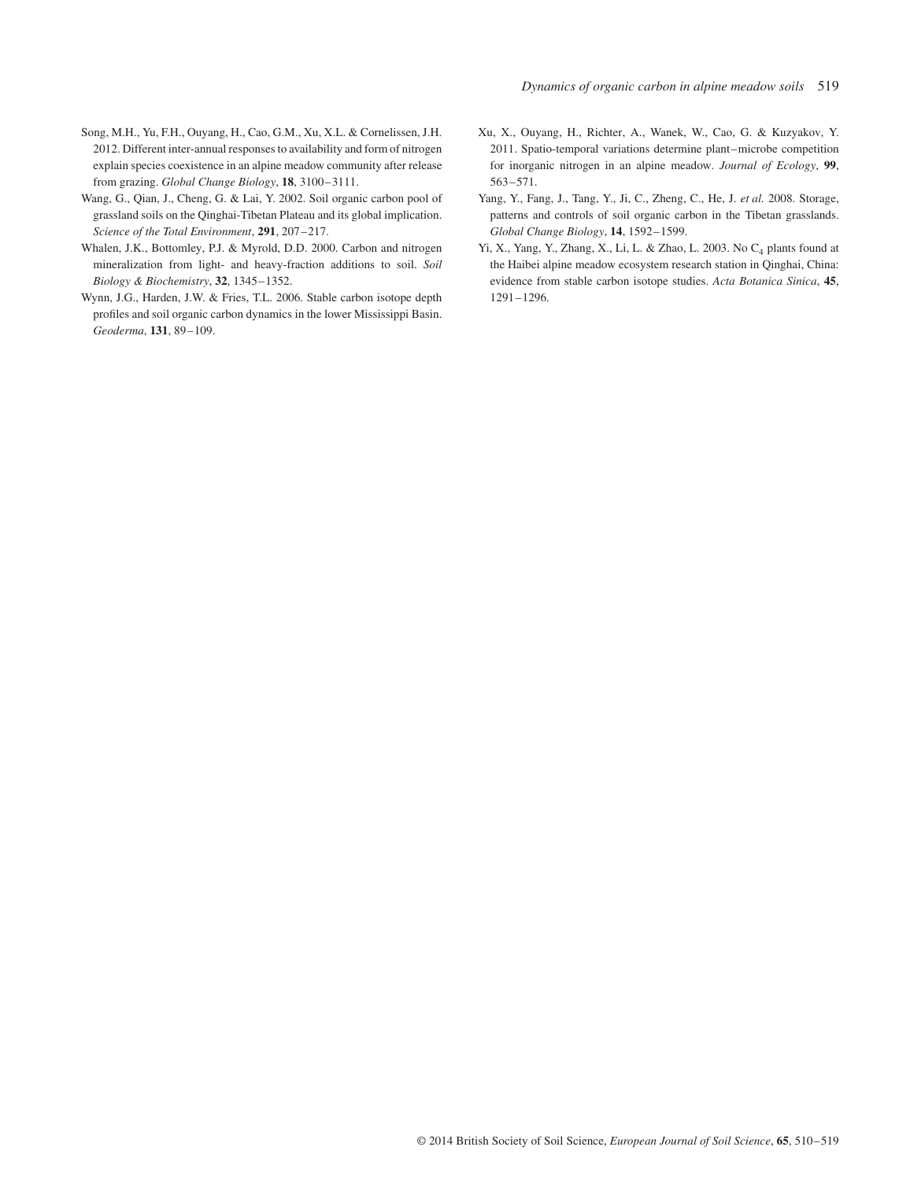Song, M.H., Yu, F.H., Ouyang, H., Cao, G.M., Xu, X.L. & Cornelissen, J.H. 2012. Different inter-annual responses to availability and form of nitrogen explain species coexistence in an alpine meadow community after release from grazing. *Global Change Biology*, **18**, 3100–3111.

Wang, G., Qian, J., Cheng, G. & Lai, Y. 2002. Soil organic carbon pool of grassland soils on the Qinghai-Tibetan Plateau and its global implication. *Science of the Total Environment*, **291**, 207–217.

Whalen, J.K., Bottomley, P.J. & Myrold, D.D. 2000. Carbon and nitrogen mineralization from light- and heavy-fraction additions to soil. *Soil Biology & Biochemistry*, **32**, 1345–1352.

Wynn, J.G., Harden, J.W. & Fries, T.L. 2006. Stable carbon isotope depth profiles and soil organic carbon dynamics in the lower Mississippi Basin. *Geoderma*, **131**, 89–109.

Xu, X., Ouyang, H., Richter, A., Wanek, W., Cao, G. & Kuzyakov, Y. 2011. Spatio-temporal variations determine plant–microbe competition for inorganic nitrogen in an alpine meadow. *Journal of Ecology*, **99**, 563–571.

Yang, Y., Fang, J., Tang, Y., Ji, C., Zheng, C., He, J. *et al.* 2008. Storage, patterns and controls of soil organic carbon in the Tibetan grasslands. *Global Change Biology*, **14**, 1592–1599.

Yi, X., Yang, Y., Zhang, X., Li, L. & Zhao, L. 2003. No $C_4$ plants found at the Haibei alpine meadow ecosystem research station in Qinghai, China: evidence from stable carbon isotope studies. *Acta Botanica Sinica*, **45**, 1291–1296.